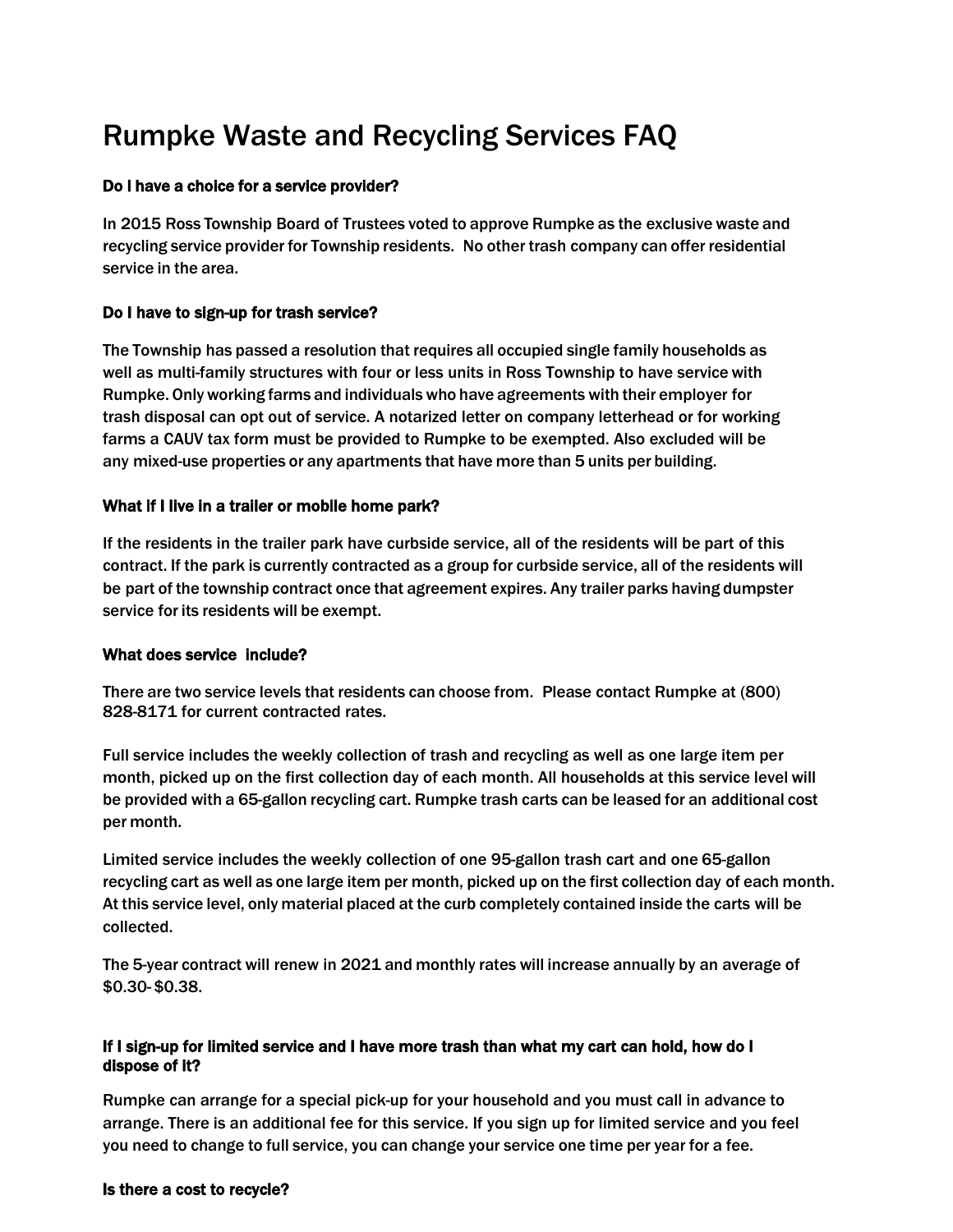# Rumpke Waste and Recycling Services FAQ

**Do I have a choice for a service provider?**

In 2015 Ross Township Board of Trustees voted to approve Rumpke as the exclusive waste and recycling service provider for Township residents. No other trash company can offer residential service in the area.

**Do I have to sign-up for trash service?**

The Township has passed a resolution that requires all occupied single family households as well as multi-family structures with four or less units in Ross Township to have service with Rumpke. Only working farms and individuals who have agreements with their employer for trash disposal can opt out of service. A notarized letter on company letterhead or for working farms a CAUV tax form must be provided to Rumpke to be exempted. Also excluded will be any mixed-use properties or any apartments that have more than 5 units per building.

**What if I live in a trailer or mobile home park?**

If the residents in the trailer park have curbside service, all of the residents will be part of this contract. If the park is currently contracted as a group for curbside service, all of the residents will be part of the township contract once that agreement expires. Any trailer parks having dumpster service for its residents will be exempt.

**What does service include?**

There are two service levels that residents can choose from. Please contact Rumpke at (800) 828-8171 for current contracted rates.

Full service includes the weekly collection of trash and recycling as well as one large item per month, picked up on the first collection day of each month. All households at this service level will be provided with a 65-gallon recycling cart. Rumpke trash carts can be leased for an additional cost per month.

Limited service includes the weekly collection of one 95-gallon trash cart and one 65-gallon recycling cart as well as one large item per month, picked up on the first collection day of each month. At this service level, only material placed at the curb completely contained inside the carts will be collected.

The 5-year contract will renew in 2021 and monthly rates will increase annually by an average of $0.30- $0.38.

**If I sign-up for limited service and I have more trash than what my cart can hold, how do I dispose of it?**

Rumpke can arrange for a special pick-up for your household and you must call in advance to arrange. There is an additional fee for this service. If you sign up for limited service and you feel you need to change to full service, you can change your service one time per year for a fee.

**Is there a cost to recycle?**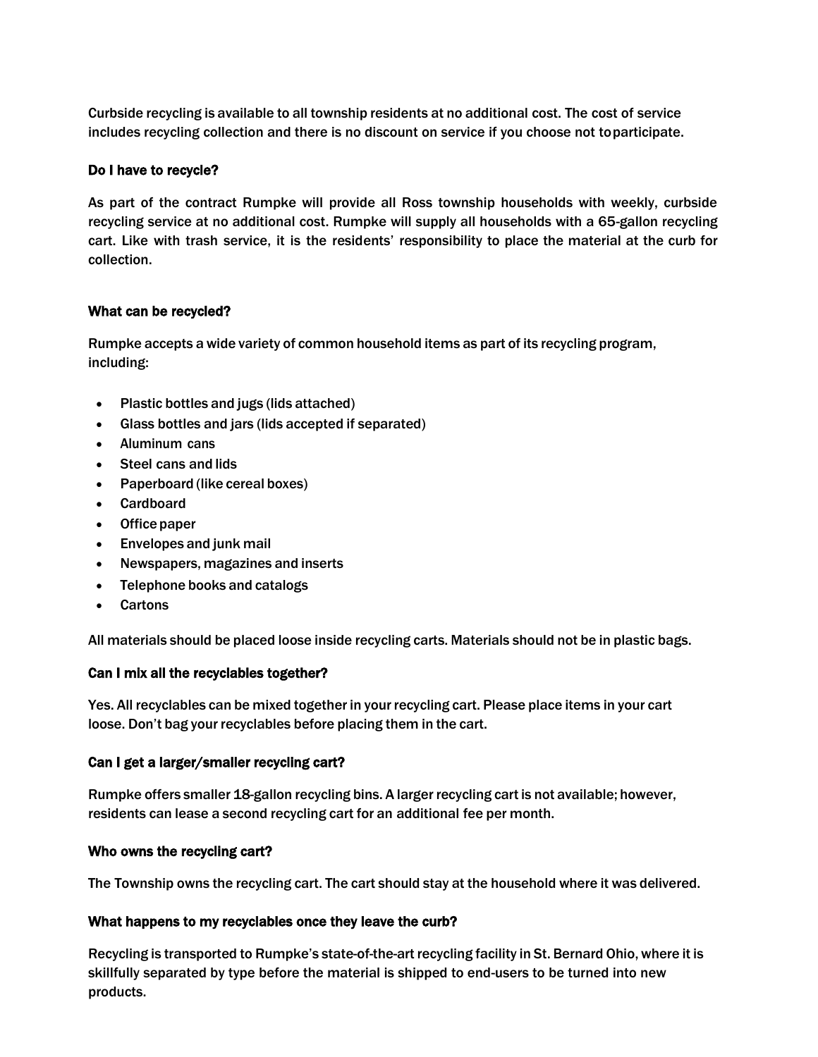Curbside recycling is available to all township residents at no additional cost. The cost of service includes recycling collection and there is no discount on service if you choose not toparticipate.

### Do I have to recycle?

As part of the contract Rumpke will provide all Ross township households with weekly, curbside recycling service at no additional cost. Rumpke will supply all households with a 65-gallon recycling cart. Like with trash service, it is the residents' responsibility to place the material at the curb for collection.

### What can be recycled?

Rumpke accepts a wide variety of common household items as part of its recycling program, including:

- Plastic bottles and jugs (lids attached)
- Glass bottles and jars (lids accepted if separated)
- Aluminum cans
- Steel cans and lids
- Paperboard (like cereal boxes)
- Cardboard
- Office paper
- Envelopes and junk mail
- Newspapers, magazines and inserts
- Telephone books and catalogs
- Cartons

All materials should be placed loose inside recycling carts. Materials should not be in plastic bags.

### Can I mix all the recyclables together?

Yes. All recyclables can be mixed together in your recycling cart. Please place items in your cart loose. Don't bag your recyclables before placing them in the cart.

### Can I get a larger/smaller recycling cart?

Rumpke offers smaller 18-gallon recycling bins. A larger recycling cart is not available; however, residents can lease a second recycling cart for an additional fee per month.

### Who owns the recycling cart?

The Township owns the recycling cart. The cart should stay at the household where it was delivered.

### What happens to my recyclables once they leave the curb?

Recycling is transported to Rumpke's state-of-the-art recycling facility in St. Bernard Ohio, where it is skillfully separated by type before the material is shipped to end-users to be turned into new products.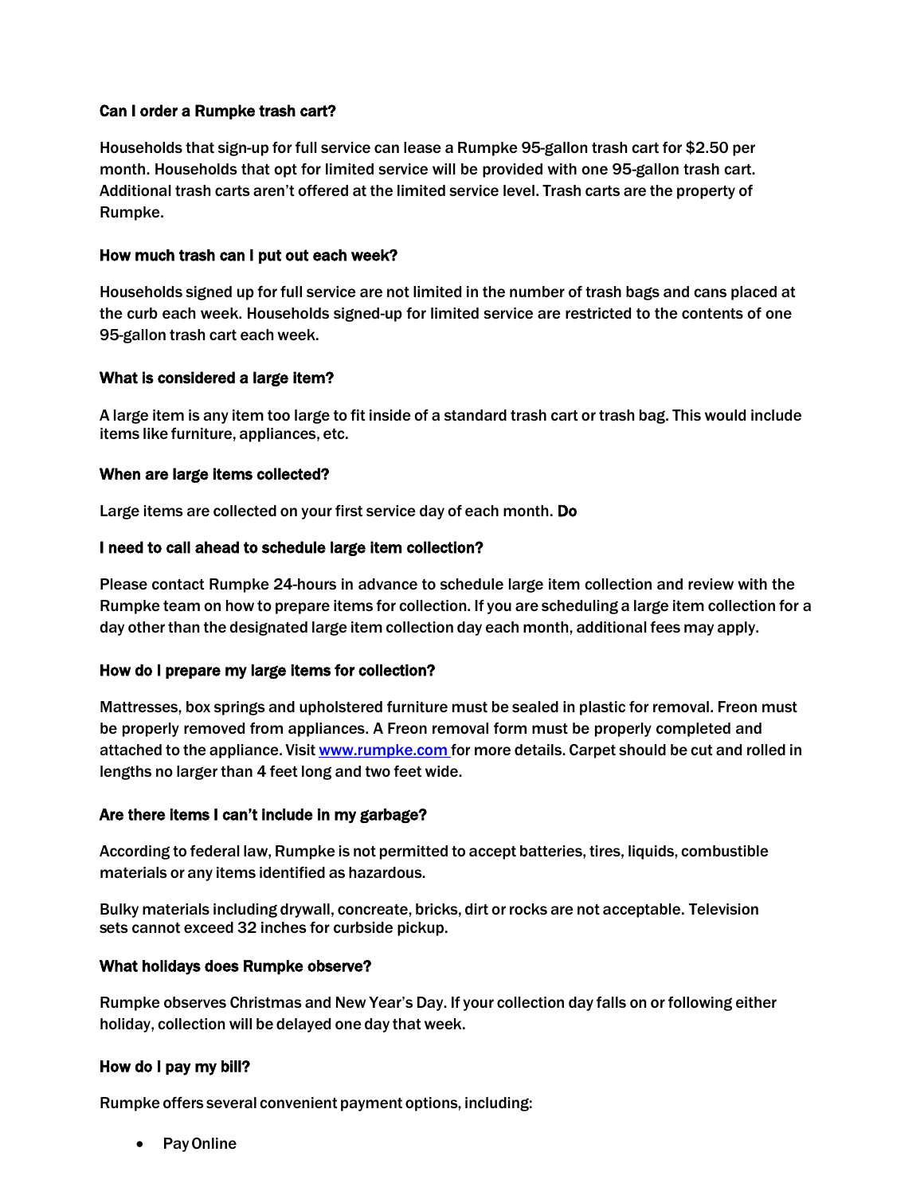**Can I order a Rumpke trash cart?**

Households that sign-up for full service can lease a Rumpke 95-gallon trash cart for $2.50 per month. Households that opt for limited service will be provided with one 95-gallon trash cart. Additional trash carts aren't offered at the limited service level. Trash carts are the property of Rumpke.

**How much trash can I put out each week?**

Households signed up for full service are not limited in the number of trash bags and cans placed at the curb each week. Households signed-up for limited service are restricted to the contents of one 95-gallon trash cart each week.

**What is considered a large item?**

A large item is any item too large to fit inside of a standard trash cart or trash bag. This would include items like furniture, appliances, etc.

**When are large items collected?**

Large items are collected on your first service day of each month. **Do**

**I need to call ahead to schedule large item collection?**

Please contact Rumpke 24-hours in advance to schedule large item collection and review with the Rumpke team on how to prepare items for collection. If you are scheduling a large item collection for a day other than the designated large item collection day each month, additional fees may apply.

**How do I prepare my large items for collection?**

Mattresses, box springs and upholstered furniture must be sealed in plastic for removal. Freon must be properly removed from appliances. A Freon removal form must be properly completed and attached to the appliance. Visit [www.rumpke.com](http://www.rumpke.com) for more details. Carpet should be cut and rolled in lengths no larger than 4 feet long and two feet wide.

**Are there items I can't include in my garbage?**

According to federal law, Rumpke is not permitted to accept batteries, tires, liquids, combustible materials or any items identified as hazardous.

Bulky materials including drywall, concreate, bricks, dirt or rocks are not acceptable. Television sets cannot exceed 32 inches for curbside pickup.

**What holidays does Rumpke observe?**

Rumpke observes Christmas and New Year's Day. If your collection day falls on or following either holiday, collection will be delayed one day that week.

**How do I pay my bill?**

Rumpke offers several convenient payment options, including:

- Pay Online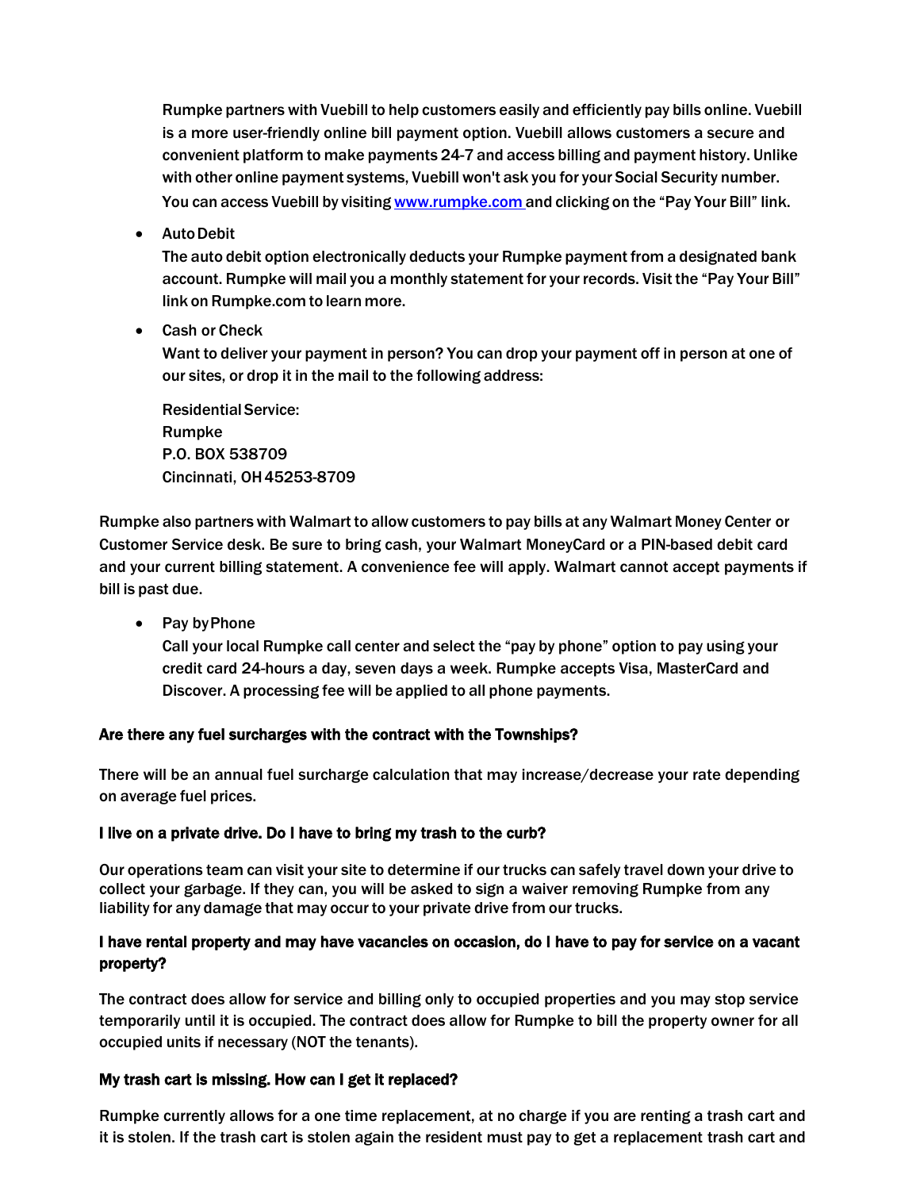Rumpke partners with Vuebill to help customers easily and efficiently pay bills online. Vuebill is a more user-friendly online bill payment option. Vuebill allows customers a secure and convenient platform to make payments 24-7 and access billing and payment history. Unlike with other online payment systems, Vuebill won't ask you for your Social Security number. You can access Vuebill by visiting [www.rumpke.com](http://www.rumpke.com) and clicking on the "Pay Your Bill" link.

- Auto Debit
  The auto debit option electronically deducts your Rumpke payment from a designated bank account. Rumpke will mail you a monthly statement for your records. Visit the "Pay Your Bill" link on Rumpke.com to learn more.

- Cash or Check
  Want to deliver your payment in person? You can drop your payment off in person at one of our sites, or drop it in the mail to the following address:

  Residential Service:
  Rumpke
  P.O. BOX 538709
  Cincinnati, OH 45253-8709

Rumpke also partners with Walmart to allow customers to pay bills at any Walmart Money Center or Customer Service desk. Be sure to bring cash, your Walmart MoneyCard or a PIN-based debit card and your current billing statement. A convenience fee will apply. Walmart cannot accept payments if bill is past due.

- Pay by Phone
  Call your local Rumpke call center and select the "pay by phone" option to pay using your credit card 24-hours a day, seven days a week. Rumpke accepts Visa, MasterCard and Discover. A processing fee will be applied to all phone payments.

**Are there any fuel surcharges with the contract with the Townships?**

There will be an annual fuel surcharge calculation that may increase/decrease your rate depending on average fuel prices.

**I live on a private drive. Do I have to bring my trash to the curb?**

Our operations team can visit your site to determine if our trucks can safely travel down your drive to collect your garbage. If they can, you will be asked to sign a waiver removing Rumpke from any liability for any damage that may occur to your private drive from our trucks.

**I have rental property and may have vacancies on occasion, do I have to pay for service on a vacant property?**

The contract does allow for service and billing only to occupied properties and you may stop service temporarily until it is occupied. The contract does allow for Rumpke to bill the property owner for all occupied units if necessary (NOT the tenants).

**My trash cart is missing. How can I get it replaced?**

Rumpke currently allows for a one time replacement, at no charge if you are renting a trash cart and it is stolen. If the trash cart is stolen again the resident must pay to get a replacement trash cart and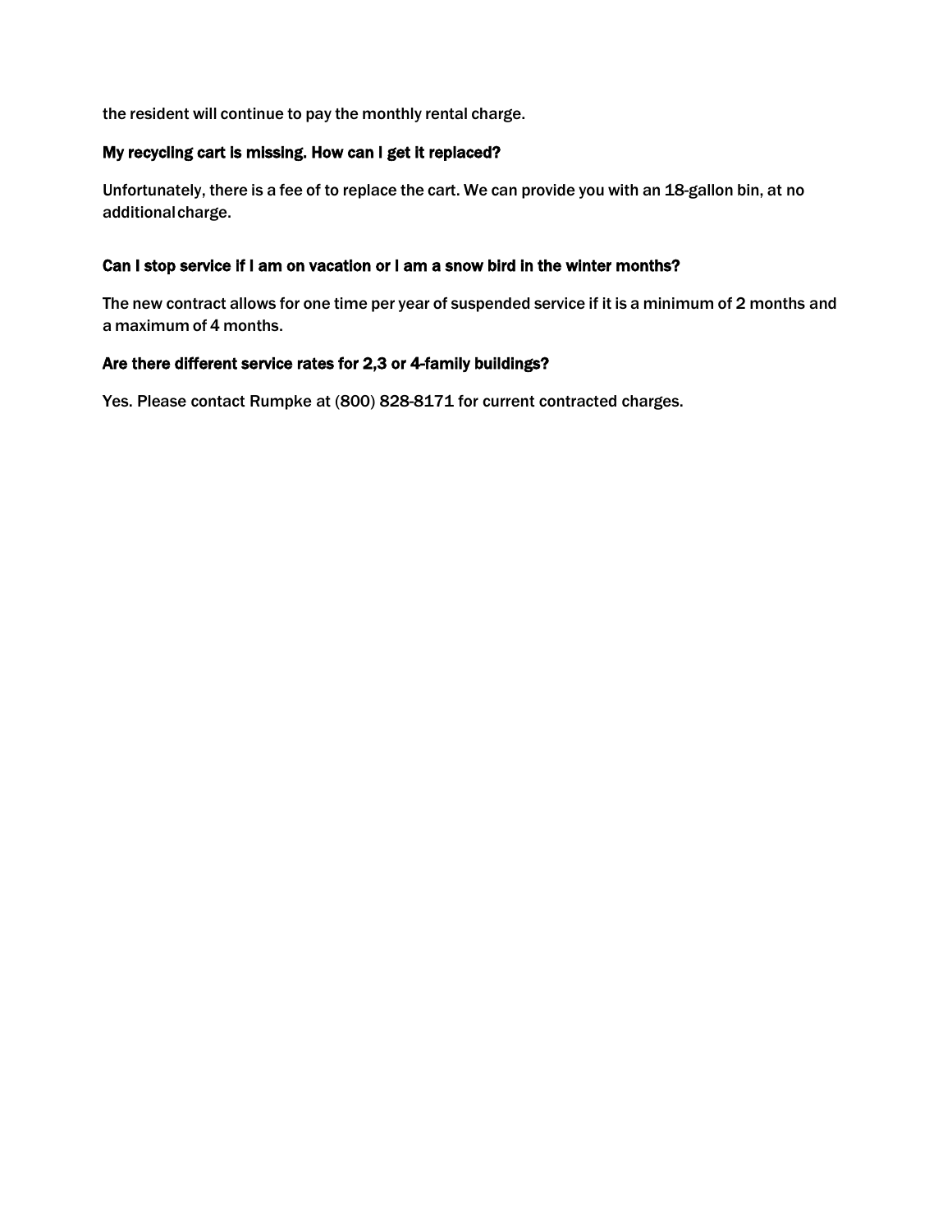the resident will continue to pay the monthly rental charge.

**My recycling cart is missing. How can I get it replaced?**

Unfortunately, there is a fee of to replace the cart. We can provide you with an 18-gallon bin, at no additional charge.

**Can I stop service if I am on vacation or I am a snow bird in the winter months?**

The new contract allows for one time per year of suspended service if it is a minimum of 2 months and a maximum of 4 months.

**Are there different service rates for 2,3 or 4-family buildings?**

Yes. Please contact Rumpke at (800) 828-8171 for current contracted charges.